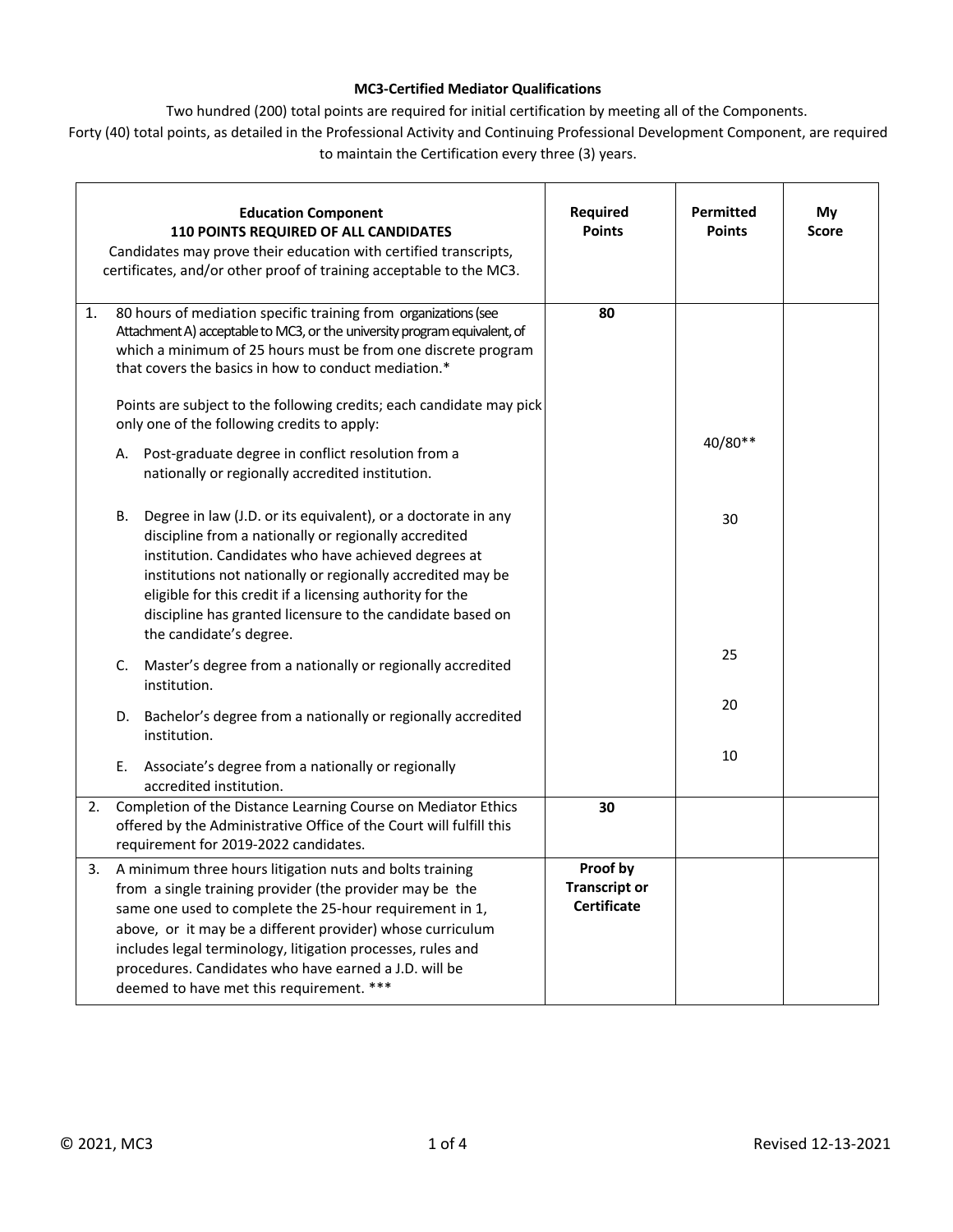**MC3-Certified Mediator Qualifications**

Two hundred (200) total points are required for initial certification by meeting all of the Components.
Forty (40) total points, as detailed in the Professional Activity and Continuing Professional Development Component, are required to maintain the Certification every three (3) years.

| **Education Component**<br>**110 POINTS REQUIRED OF ALL CANDIDATES**<br>Candidates may prove their education with certified transcripts, certificates, and/or other proof of training acceptable to the MC3. | **Required Points** | **Permitted Points** | **My Score** |
|---|---|---|---|
| 1. 80 hours of mediation specific training from organizations (see Attachment A) acceptable to MC3, or the university program equivalent, of which a minimum of 25 hours must be from one discrete program that covers the basics in how to conduct mediation.*<br><br>Points are subject to the following credits; each candidate may pick only one of the following credits to apply: | **80** | | |
| A. Post-graduate degree in conflict resolution from a nationally or regionally accredited institution. | | 40/80** | |
| B. Degree in law (J.D. or its equivalent), or a doctorate in any discipline from a nationally or regionally accredited institution. Candidates who have achieved degrees at institutions not nationally or regionally accredited may be eligible for this credit if a licensing authority for the discipline has granted licensure to the candidate based on the candidate's degree. | | 30 | |
| C. Master's degree from a nationally or regionally accredited institution. | | 25 | |
| D. Bachelor's degree from a nationally or regionally accredited institution. | | 20 | |
| E. Associate's degree from a nationally or regionally accredited institution. | | 10 | |
| 2. Completion of the Distance Learning Course on Mediator Ethics offered by the Administrative Office of the Court will fulfill this requirement for 2019-2022 candidates. | **30** | | |
| 3. A minimum three hours litigation nuts and bolts training from a single training provider (the provider may be the same one used to complete the 25-hour requirement in 1, above, or it may be a different provider) whose curriculum includes legal terminology, litigation processes, rules and procedures. Candidates who have earned a J.D. will be deemed to have met this requirement. *** | **Proof by Transcript or Certificate** | | |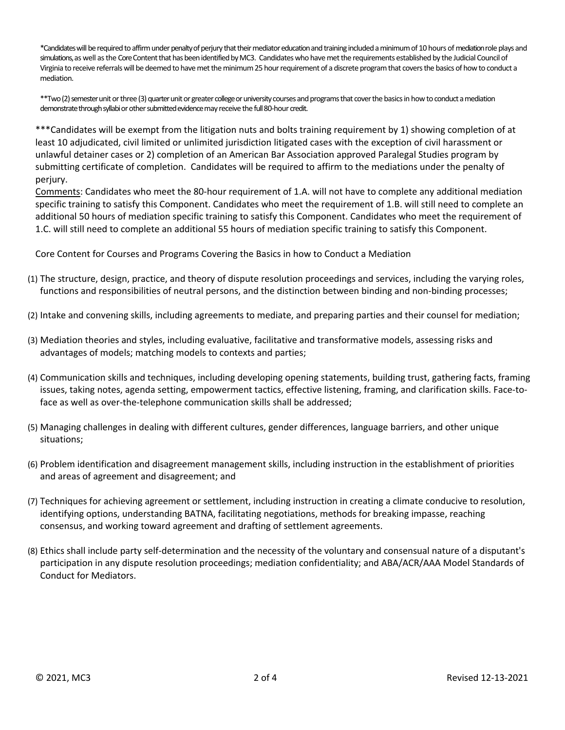*Candidates will be required to affirm under penalty of perjury that their mediator education and training included a minimum of 10 hours of mediation role plays and simulations, as well as the Core Content that has been identified by MC3. Candidates who have met the requirements established by the Judicial Council of Virginia to receive referrals will be deemed to have met the minimum 25 hour requirement of a discrete program that covers the basics of how to conduct a mediation.

**Two (2) semester unit or three (3) quarter unit or greater college or university courses and programs that cover the basics in how to conduct a mediation demonstrate through syllabi or other submitted evidence may receive the full 80-hour credit.

***Candidates will be exempt from the litigation nuts and bolts training requirement by 1) showing completion of at least 10 adjudicated, civil limited or unlimited jurisdiction litigated cases with the exception of civil harassment or unlawful detainer cases or 2) completion of an American Bar Association approved Paralegal Studies program by submitting certificate of completion. Candidates will be required to affirm to the mediations under the penalty of perjury.

Comments: Candidates who meet the 80-hour requirement of 1.A. will not have to complete any additional mediation specific training to satisfy this Component. Candidates who meet the requirement of 1.B. will still need to complete an additional 50 hours of mediation specific training to satisfy this Component. Candidates who meet the requirement of 1.C. will still need to complete an additional 55 hours of mediation specific training to satisfy this Component.

Core Content for Courses and Programs Covering the Basics in how to Conduct a Mediation

(1) The structure, design, practice, and theory of dispute resolution proceedings and services, including the varying roles, functions and responsibilities of neutral persons, and the distinction between binding and non-binding processes;

(2) Intake and convening skills, including agreements to mediate, and preparing parties and their counsel for mediation;

(3) Mediation theories and styles, including evaluative, facilitative and transformative models, assessing risks and advantages of models; matching models to contexts and parties;

(4) Communication skills and techniques, including developing opening statements, building trust, gathering facts, framing issues, taking notes, agenda setting, empowerment tactics, effective listening, framing, and clarification skills. Face-to-face as well as over-the-telephone communication skills shall be addressed;

(5) Managing challenges in dealing with different cultures, gender differences, language barriers, and other unique situations;

(6) Problem identification and disagreement management skills, including instruction in the establishment of priorities and areas of agreement and disagreement; and

(7) Techniques for achieving agreement or settlement, including instruction in creating a climate conducive to resolution, identifying options, understanding BATNA, facilitating negotiations, methods for breaking impasse, reaching consensus, and working toward agreement and drafting of settlement agreements.

(8) Ethics shall include party self-determination and the necessity of the voluntary and consensual nature of a disputant's participation in any dispute resolution proceedings; mediation confidentiality; and ABA/ACR/AAA Model Standards of Conduct for Mediators.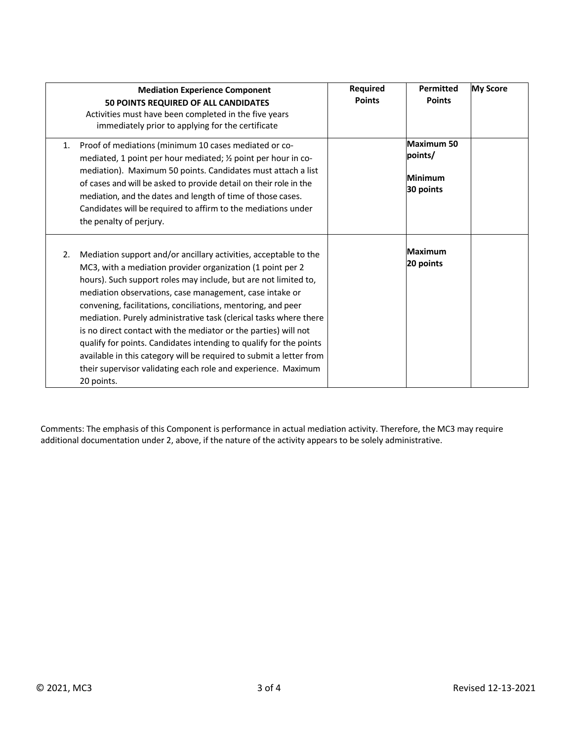| **Mediation Experience Component**<br>**50 POINTS REQUIRED OF ALL CANDIDATES**<br>Activities must have been completed in the five years immediately prior to applying for the certificate | **Required Points** | **Permitted Points** | **My Score** |
|---|---|---|---|
| 1. Proof of mediations (minimum 10 cases mediated or co-mediated, 1 point per hour mediated; ½ point per hour in co-mediation). Maximum 50 points. Candidates must attach a list of cases and will be asked to provide detail on their role in the mediation, and the dates and length of time of those cases. Candidates will be required to affirm to the mediations under the penalty of perjury. | | **Maximum 50 points/**<br>**Minimum 30 points** | |
| 2. Mediation support and/or ancillary activities, acceptable to the MC3, with a mediation provider organization (1 point per 2 hours). Such support roles may include, but are not limited to, mediation observations, case management, case intake or convening, facilitations, conciliations, mentoring, and peer mediation. Purely administrative task (clerical tasks where there is no direct contact with the mediator or the parties) will not qualify for points. Candidates intending to qualify for the points available in this category will be required to submit a letter from their supervisor validating each role and experience. Maximum 20 points. | | **Maximum 20 points** | |

Comments: The emphasis of this Component is performance in actual mediation activity. Therefore, the MC3 may require additional documentation under 2, above, if the nature of the activity appears to be solely administrative.

© 2021, MC3 | Revised 12-13-2021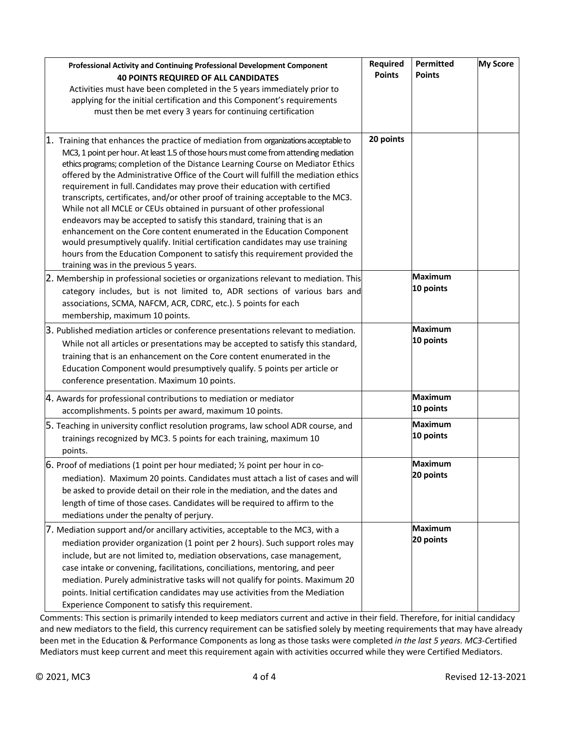| Professional Activity and Continuing Professional Development Component<br>**40 POINTS REQUIRED OF ALL CANDIDATES**<br>Activities must have been completed in the 5 years immediately prior to applying for the initial certification and this Component's requirements must then be met every 3 years for continuing certification | Required Points | Permitted Points | My Score |
|---|---|---|---|
| 1. Training that enhances the practice of mediation from organizations acceptable to MC3, 1 point per hour. At least 1.5 of those hours must come from attending mediation ethics programs; completion of the Distance Learning Course on Mediator Ethics offered by the Administrative Office of the Court will fulfill the mediation ethics requirement in full. Candidates may prove their education with certified transcripts, certificates, and/or other proof of training acceptable to the MC3. While not all MCLE or CEUs obtained in pursuant of other professional endeavors may be accepted to satisfy this standard, training that is an enhancement on the Core content enumerated in the Education Component would presumptively qualify. Initial certification candidates may use training hours from the Education Component to satisfy this requirement provided the training was in the previous 5 years. | 20 points | | |
| 2. Membership in professional societies or organizations relevant to mediation. This category includes, but is not limited to, ADR sections of various bars and associations, SCMA, NAFCM, ACR, CDRC, etc.). 5 points for each membership, maximum 10 points. | | Maximum 10 points | |
| 3. Published mediation articles or conference presentations relevant to mediation. While not all articles or presentations may be accepted to satisfy this standard, training that is an enhancement on the Core content enumerated in the Education Component would presumptively qualify. 5 points per article or conference presentation. Maximum 10 points. | | Maximum 10 points | |
| 4. Awards for professional contributions to mediation or mediator accomplishments. 5 points per award, maximum 10 points. | | Maximum 10 points | |
| 5. Teaching in university conflict resolution programs, law school ADR course, and trainings recognized by MC3. 5 points for each training, maximum 10 points. | | Maximum 10 points | |
| 6. Proof of mediations (1 point per hour mediated; ½ point per hour in co-mediation). Maximum 20 points. Candidates must attach a list of cases and will be asked to provide detail on their role in the mediation, and the dates and length of time of those cases. Candidates will be required to affirm to the mediations under the penalty of perjury. | | Maximum 20 points | |
| 7. Mediation support and/or ancillary activities, acceptable to the MC3, with a mediation provider organization (1 point per 2 hours). Such support roles may include, but are not limited to, mediation observations, case management, case intake or convening, facilitations, conciliations, mentoring, and peer mediation. Purely administrative tasks will not qualify for points. Maximum 20 points. Initial certification candidates may use activities from the Mediation Experience Component to satisfy this requirement. | | Maximum 20 points | |

Comments: This section is primarily intended to keep mediators current and active in their field. Therefore, for initial candidacy and new mediators to the field, this currency requirement can be satisfied solely by meeting requirements that may have already been met in the Education & Performance Components as long as those tasks were completed *in the last 5 years. MC3-*Certified Mediators must keep current and meet this requirement again with activities occurred while they were Certified Mediators.

© 2021, MC3 Revised 12-13-2021